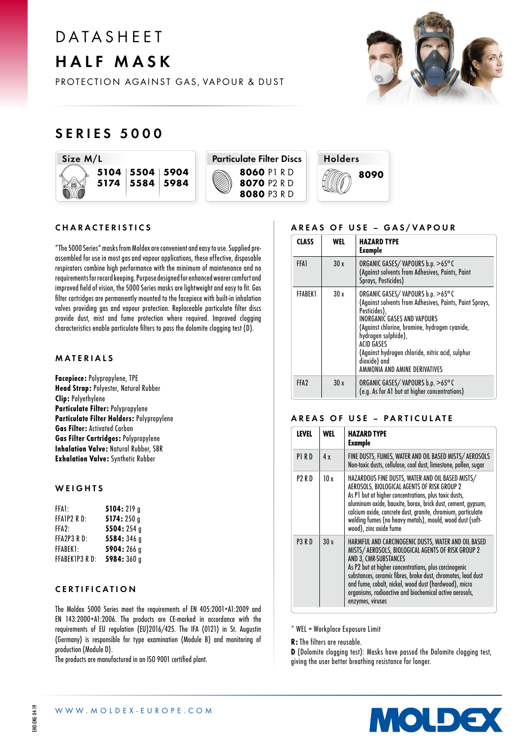# DATASHEET

# HALF MASK

PROTECTION AGAINST GAS, VAPOUR & DUST

## SERIES 5000

| Size M/L | | |
|---|---|---|
| **5104** | **5504** | **5904** |
| **5174** | **5584** | **5984** |

**Particulate Filter Discs**

**8060** P1 R D
**8070** P2 R D
**8080** P3 R D

**Holders**

**8090**

### CHARACTERISTICS

"The 5000 Series" masks from Moldex are convenient and easy to use. Supplied pre-assembled for use in most gas and vapour applications, these effective, disposable respirators combine high performance with the minimum of maintenance and no requirements for record keeping. Purpose designed for enhanced wearer comfort and improved field of vision, the 5000 Series masks are lightweight and easy to fit. Gas filter cartridges are permanently mounted to the facepiece with built-in inhalation valves providing gas and vapour protection. Replaceable particulate filter discs provide dust, mist and fume protection where required. Improved clogging characteristics enable particulate filters to pass the dolomite clogging test (D).

### MATERIALS

**Facepiece:** Polypropylene, TPE
**Head Strap:** Polyester, Natural Rubber
**Clip:** Polyethylene
**Particulate Filter:** Polypropylene
**Particulate Filter Holders:** Polypropylene
**Gas Filter:** Activated Carbon
**Gas Filter Cartridges:** Polypropylene
**Inhalation Valve:** Natural Rubber, SBR
**Exhalation Valve:** Synthetic Rubber

### WEIGHTS

| | |
|---|---|
| FFA1: | **5104:** 219 g |
| FFA1P2 R D: | **5174:** 250 g |
| FFA2: | **5504:** 254 g |
| FFA2P3 R D: | **5584:** 346 g |
| FFABEK1: | **5904:** 266 g |
| FFABEK1P3 R D: | **5984:** 360 g |

### CERTIFICATION

The Moldex 5000 Series meet the requirements of EN 405:2001+A1:2009 and EN 143:2000+A1:2006. The products are CE-marked in accordance with the requirements of EU regulation (EU)2016/425. The IFA (0121) in St. Augustin (Germany) is responsible for type examination (Module B) and monitoring of production (Module D).
The products are manufactured in an ISO 9001 certified plant.

### AREAS OF USE – GAS/VAPOUR

| CLASS | WEL | HAZARD TYPE<br>Example |
|---|---|---|
| FFA1 | 30 x | ORGANIC GASES/ VAPOURS b.p. >65° C<br>(Against solvents from Adhesives, Paints, Paint Sprays, Pesticides) |
| FFABEK1 | 30 x | ORGANIC GASES/ VAPOURS b.p. >65° C<br>(Against solvents from Adhesives, Paints, Paint Sprays, Pesticides),<br>INORGANIC GASES AND VAPOURS<br>(Against chlorine, bromine, hydrogen cyanide, hydrogen sulphide),<br>ACID GASES<br>(Against hydrogen chloride, nitric acid, sulphur dioxide) and<br>AMMONIA AND AMINE DERIVATIVES |
| FFA2 | 30 x | ORGANIC GASES/ VAPOURS b.p. >65° C<br>(e.g. As for A1 but at higher concentrations) |

### AREAS OF USE – PARTICULATE

| LEVEL | WEL | HAZARD TYPE<br>Example |
|---|---|---|
| P1 R D | 4 x | FINE DUSTS, FUMES, WATER AND OIL BASED MISTS/ AEROSOLS<br>Non-toxic dusts, cellulose, coal dust, limestone, pollen, sugar |
| P2 R D | 10 x | HAZARDOUS FINE DUSTS, WATER AND OIL BASED MISTS/ AEROSOLS, BIOLOGICAL AGENTS OF RISK GROUP 2<br>As P1 but at higher concentrations, plus toxic dusts, aluminum oxide, bauxite, borax, brick dust, cement, gypsum, calcium oxide, concrete dust, granite, chromium, particulate welding fumes (no heavy metals), mould, wood dust (soft-wood), zinc oxide fume |
| P3 R D | 30 x | HARMFUL AND CARCINOGENIC DUSTS, WATER AND OIL BASED MISTS/ AEROSOLS, BIOLOGICAL AGENTS OF RISK GROUP 2 AND 3, CMR-SUBSTANCES<br>As P2 but at higher concentrations, plus carcinogenic substances, ceramic fibres, brake dust, chromates, lead dust and fume, cobalt, nickel, wood dust (hardwood), micro organisms, radioactive and biochemical active aerosols, enzymes, viruses |

\* WEL = Workplace Exposure Limit

**R:** The filters are reusable.
**D** (Dolomite clogging test): Masks have passed the Dolomite clogging test, giving the user better breathing resistance for longer.

WWW.MOLDEX-EUROPE.COM

EHO-ENG 04-19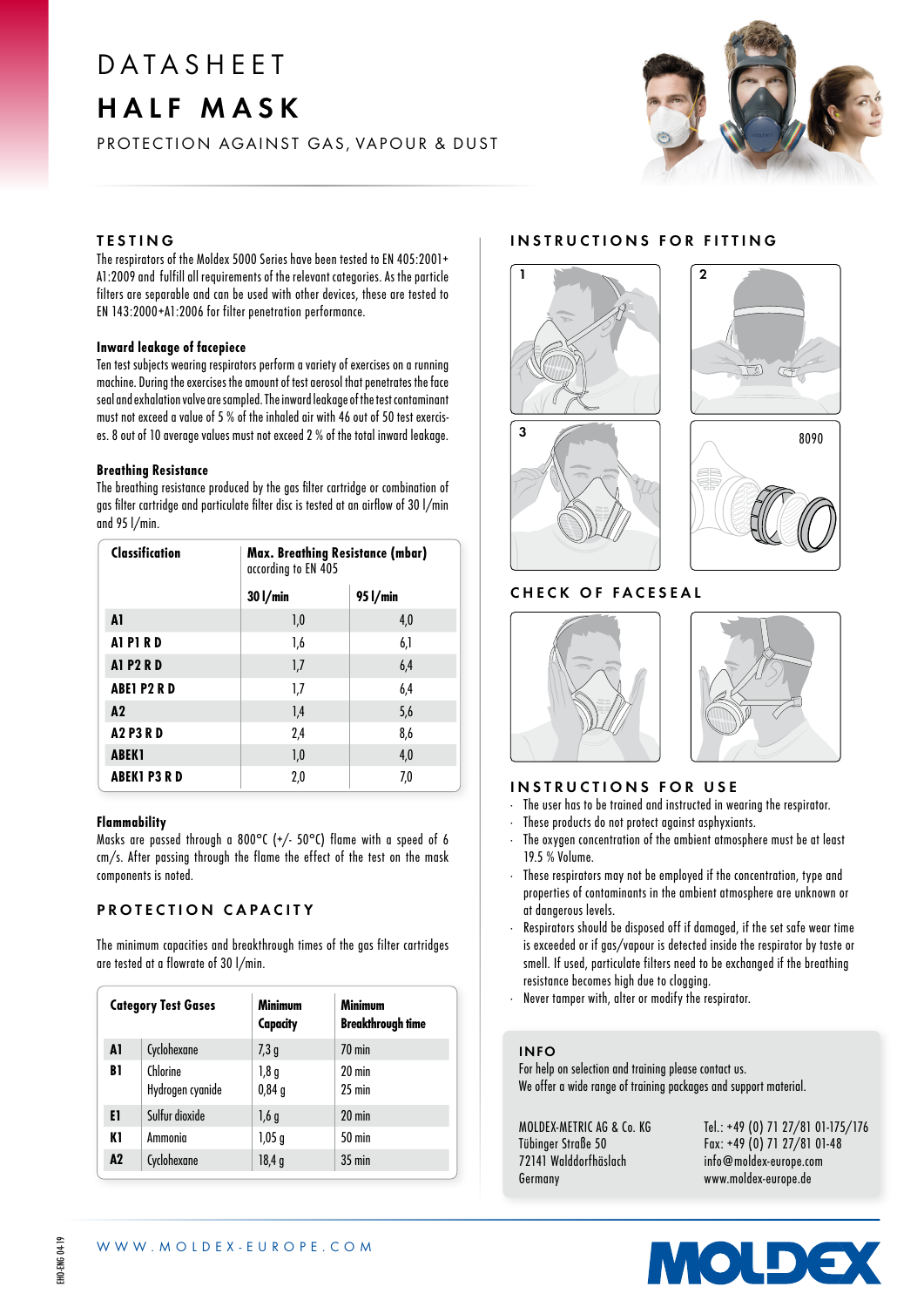# DATASHEET

# HALF MASK

PROTECTION AGAINST GAS, VAPOUR & DUST

## TESTING

The respirators of the Moldex 5000 Series have been tested to EN 405:2001+A1:2009 and fulfill all requirements of the relevant categories. As the particle filters are separable and can be used with other devices, these are tested to EN 143:2000+A1:2006 for filter penetration performance.

### Inward leakage of facepiece

Ten test subjects wearing respirators perform a variety of exercises on a running machine. During the exercises the amount of test aerosol that penetrates the face seal and exhalation valve are sampled. The inward leakage of the test contaminant must not exceed a value of 5 % of the inhaled air with 46 out of 50 test exercises. 8 out of 10 average values must not exceed 2 % of the total inward leakage.

### Breathing Resistance

The breathing resistance produced by the gas filter cartridge or combination of gas filter cartridge and particulate filter disc is tested at an airflow of 30 l/min and 95 l/min.

| Classification | Max. Breathing Resistance (mbar) according to EN 405 | |
|---|---|---|
| | 30 l/min | 95 l/min |
| A1 | 1,0 | 4,0 |
| A1 P1 R D | 1,6 | 6,1 |
| A1 P2 R D | 1,7 | 6,4 |
| ABE1 P2 R D | 1,7 | 6,4 |
| A2 | 1,4 | 5,6 |
| A2 P3 R D | 2,4 | 8,6 |
| ABEK1 | 1,0 | 4,0 |
| ABEK1 P3 R D | 2,0 | 7,0 |

### Flammability

Masks are passed through a 800°C (+/- 50°C) flame with a speed of 6 cm/s. After passing through the flame the effect of the test on the mask components is noted.

## PROTECTION CAPACITY

The minimum capacities and breakthrough times of the gas filter cartridges are tested at a flowrate of 30 l/min.

| Category | Test Gases | Minimum Capacity | Minimum Breakthrough time |
|---|---|---|---|
| A1 | Cyclohexane | 7,3 g | 70 min |
| B1 | Chlorine | 1,8 g | 20 min |
| | Hydrogen cyanide | 0,84 g | 25 min |
| E1 | Sulfur dioxide | 1,6 g | 20 min |
| K1 | Ammonia | 1,05 g | 50 min |
| A2 | Cyclohexane | 18,4 g | 35 min |

## INSTRUCTIONS FOR FITTING

1

2

3

8090

## CHECK OF FACESEAL

## INSTRUCTIONS FOR USE

- The user has to be trained and instructed in wearing the respirator.
- These products do not protect against asphyxiants.
- The oxygen concentration of the ambient atmosphere must be at least 19.5 % Volume.
- These respirators may not be employed if the concentration, type and properties of contaminants in the ambient atmosphere are unknown or at dangerous levels.
- Respirators should be disposed off if damaged, if the set safe wear time is exceeded or if gas/vapour is detected inside the respirator by taste or smell. If used, particulate filters need to be exchanged if the breathing resistance becomes high due to clogging.
- Never tamper with, alter or modify the respirator.

## INFO

For help on selection and training please contact us.
We offer a wide range of training packages and support material.

MOLDEX-METRIC AG & Co. KG
Tübinger Straße 50
72141 Walddorfhäslach
Germany

Tel.: +49 (0) 71 27/81 01-175/176
Fax: +49 (0) 71 27/81 01-48
info@moldex-europe.com
www.moldex-europe.de

WWW.MOLDEX-EUROPE.COM

EHO-ENG 04-19

MOLDEX